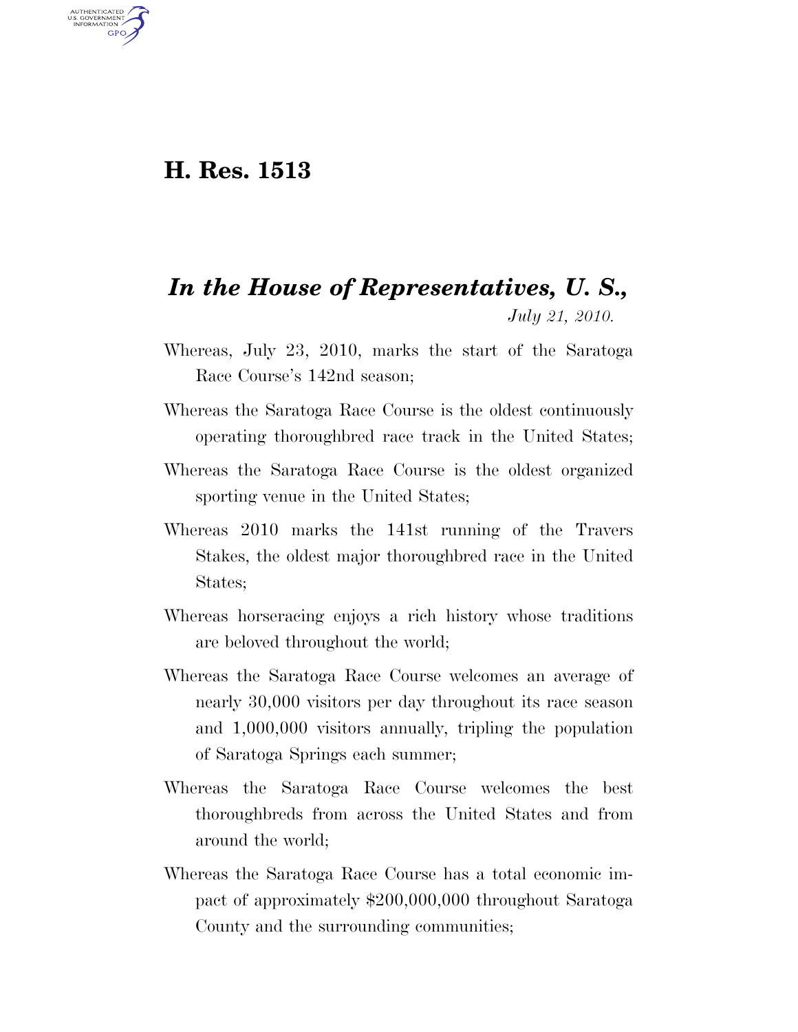# H. Res. 1513

## *In the House of Representatives, U. S.,*

*July 21, 2010.*

Whereas, July 23, 2010, marks the start of the Saratoga Race Course's 142nd season;

Whereas the Saratoga Race Course is the oldest continuously operating thoroughbred race track in the United States;

Whereas the Saratoga Race Course is the oldest organized sporting venue in the United States;

Whereas 2010 marks the 141st running of the Travers Stakes, the oldest major thoroughbred race in the United States;

Whereas horseracing enjoys a rich history whose traditions are beloved throughout the world;

Whereas the Saratoga Race Course welcomes an average of nearly 30,000 visitors per day throughout its race season and 1,000,000 visitors annually, tripling the population of Saratoga Springs each summer;

Whereas the Saratoga Race Course welcomes the best thoroughbreds from across the United States and from around the world;

Whereas the Saratoga Race Course has a total economic impact of approximately $200,000,000 throughout Saratoga County and the surrounding communities;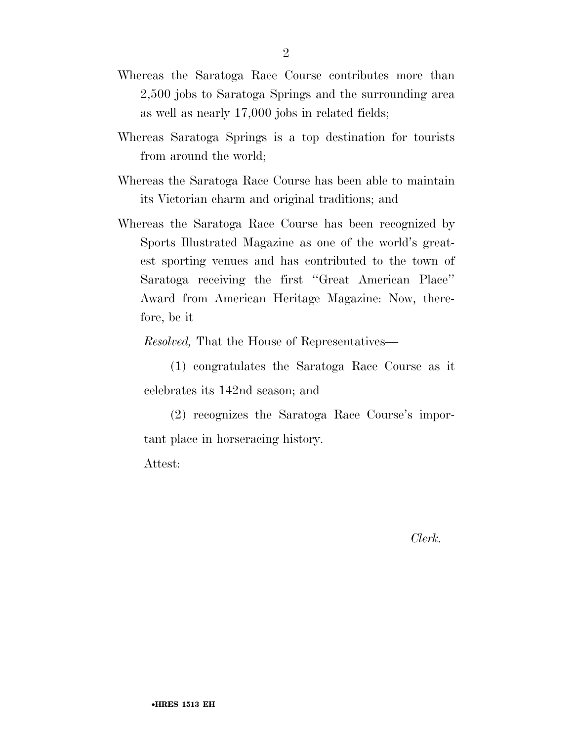Whereas the Saratoga Race Course contributes more than 2,500 jobs to Saratoga Springs and the surrounding area as well as nearly 17,000 jobs in related fields;

Whereas Saratoga Springs is a top destination for tourists from around the world;

Whereas the Saratoga Race Course has been able to maintain its Victorian charm and original traditions; and

Whereas the Saratoga Race Course has been recognized by Sports Illustrated Magazine as one of the world's greatest sporting venues and has contributed to the town of Saratoga receiving the first "Great American Place" Award from American Heritage Magazine: Now, therefore, be it

*Resolved,* That the House of Representatives—

(1) congratulates the Saratoga Race Course as it celebrates its 142nd season; and

(2) recognizes the Saratoga Race Course's important place in horseracing history.

Attest:

*Clerk.*